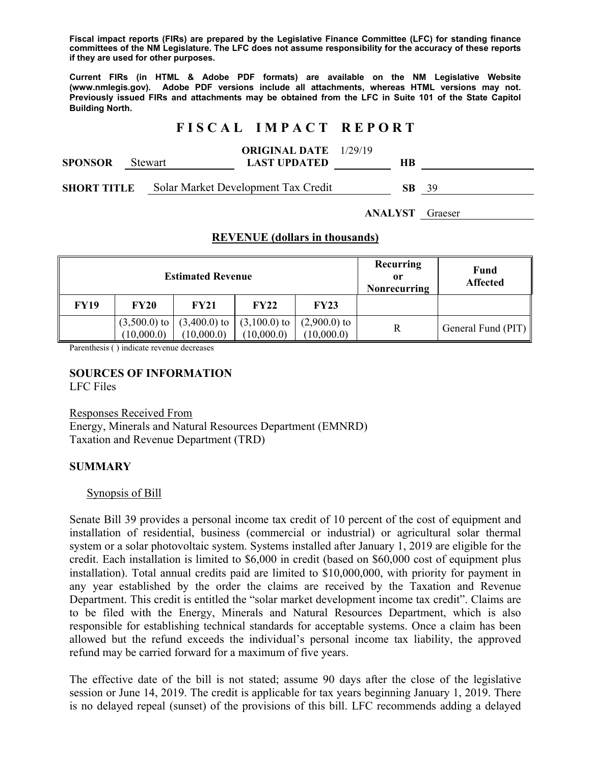**Fiscal impact reports (FIRs) are prepared by the Legislative Finance Committee (LFC) for standing finance committees of the NM Legislature. The LFC does not assume responsibility for the accuracy of these reports if they are used for other purposes.**

**Current FIRs (in HTML & Adobe PDF formats) are available on the NM Legislative Website (www.nmlegis.gov). Adobe PDF versions include all attachments, whereas HTML versions may not. Previously issued FIRs and attachments may be obtained from the LFC in Suite 101 of the State Capitol Building North.**

# FISCAL IMPACT REPORT

**SPONSOR** Stewart **ORIGINAL DATE** 1/29/19 **LAST UPDATED** **HB**

**SHORT TITLE** Solar Market Development Tax Credit **SB** 39

**ANALYST** Graeser

## REVENUE (dollars in thousands)

| Estimated Revenue | | | | | Recurring or Nonrecurring | Fund Affected |
|---|---|---|---|---|---|---|
| FY19 | FY20 | FY21 | FY22 | FY23 | | |
| | (3,500.0) to (10,000.0) | (3,400.0) to (10,000.0) | (3,100.0) to (10,000.0) | (2,900.0) to (10,000.0) | R | General Fund (PIT) |

Parenthesis ( ) indicate revenue decreases

**SOURCES OF INFORMATION**
LFC Files

Responses Received From
Energy, Minerals and Natural Resources Department (EMNRD)
Taxation and Revenue Department (TRD)

**SUMMARY**

Synopsis of Bill

Senate Bill 39 provides a personal income tax credit of 10 percent of the cost of equipment and installation of residential, business (commercial or industrial) or agricultural solar thermal system or a solar photovoltaic system. Systems installed after January 1, 2019 are eligible for the credit. Each installation is limited to $6,000 in credit (based on $60,000 cost of equipment plus installation). Total annual credits paid are limited to $10,000,000, with priority for payment in any year established by the order the claims are received by the Taxation and Revenue Department. This credit is entitled the "solar market development income tax credit". Claims are to be filed with the Energy, Minerals and Natural Resources Department, which is also responsible for establishing technical standards for acceptable systems. Once a claim has been allowed but the refund exceeds the individual's personal income tax liability, the approved refund may be carried forward for a maximum of five years.

The effective date of the bill is not stated; assume 90 days after the close of the legislative session or June 14, 2019. The credit is applicable for tax years beginning January 1, 2019. There is no delayed repeal (sunset) of the provisions of this bill. LFC recommends adding a delayed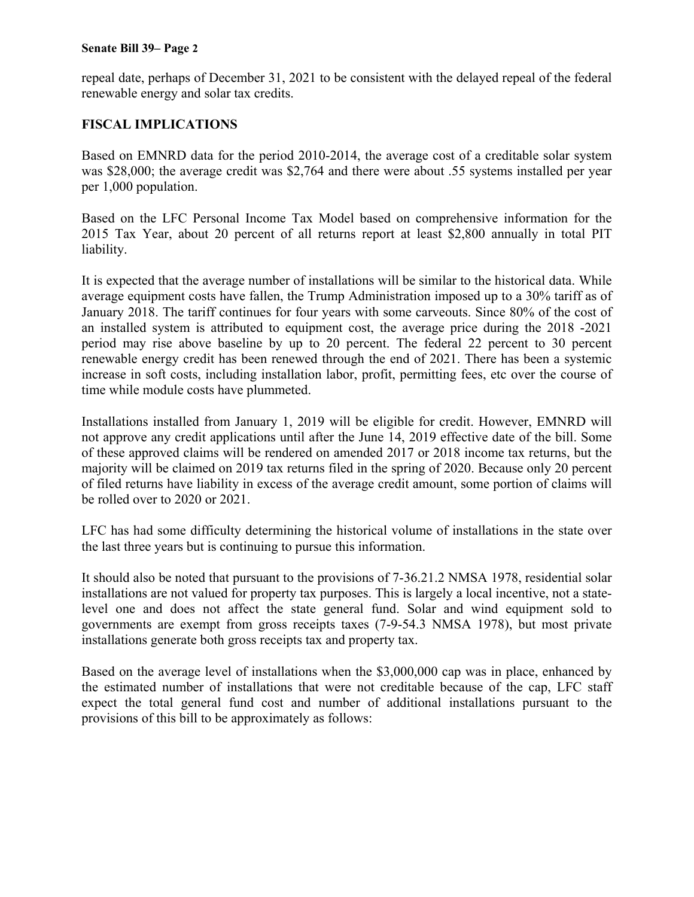repeal date, perhaps of December 31, 2021 to be consistent with the delayed repeal of the federal renewable energy and solar tax credits.

## FISCAL IMPLICATIONS

Based on EMNRD data for the period 2010-2014, the average cost of a creditable solar system was $28,000; the average credit was $2,764 and there were about .55 systems installed per year per 1,000 population.

Based on the LFC Personal Income Tax Model based on comprehensive information for the 2015 Tax Year, about 20 percent of all returns report at least $2,800 annually in total PIT liability.

It is expected that the average number of installations will be similar to the historical data. While average equipment costs have fallen, the Trump Administration imposed up to a 30% tariff as of January 2018. The tariff continues for four years with some carveouts. Since 80% of the cost of an installed system is attributed to equipment cost, the average price during the 2018 -2021 period may rise above baseline by up to 20 percent. The federal 22 percent to 30 percent renewable energy credit has been renewed through the end of 2021. There has been a systemic increase in soft costs, including installation labor, profit, permitting fees, etc over the course of time while module costs have plummeted.

Installations installed from January 1, 2019 will be eligible for credit. However, EMNRD will not approve any credit applications until after the June 14, 2019 effective date of the bill. Some of these approved claims will be rendered on amended 2017 or 2018 income tax returns, but the majority will be claimed on 2019 tax returns filed in the spring of 2020. Because only 20 percent of filed returns have liability in excess of the average credit amount, some portion of claims will be rolled over to 2020 or 2021.

LFC has had some difficulty determining the historical volume of installations in the state over the last three years but is continuing to pursue this information.

It should also be noted that pursuant to the provisions of 7-36.21.2 NMSA 1978, residential solar installations are not valued for property tax purposes. This is largely a local incentive, not a state-level one and does not affect the state general fund. Solar and wind equipment sold to governments are exempt from gross receipts taxes (7-9-54.3 NMSA 1978), but most private installations generate both gross receipts tax and property tax.

Based on the average level of installations when the $3,000,000 cap was in place, enhanced by the estimated number of installations that were not creditable because of the cap, LFC staff expect the total general fund cost and number of additional installations pursuant to the provisions of this bill to be approximately as follows: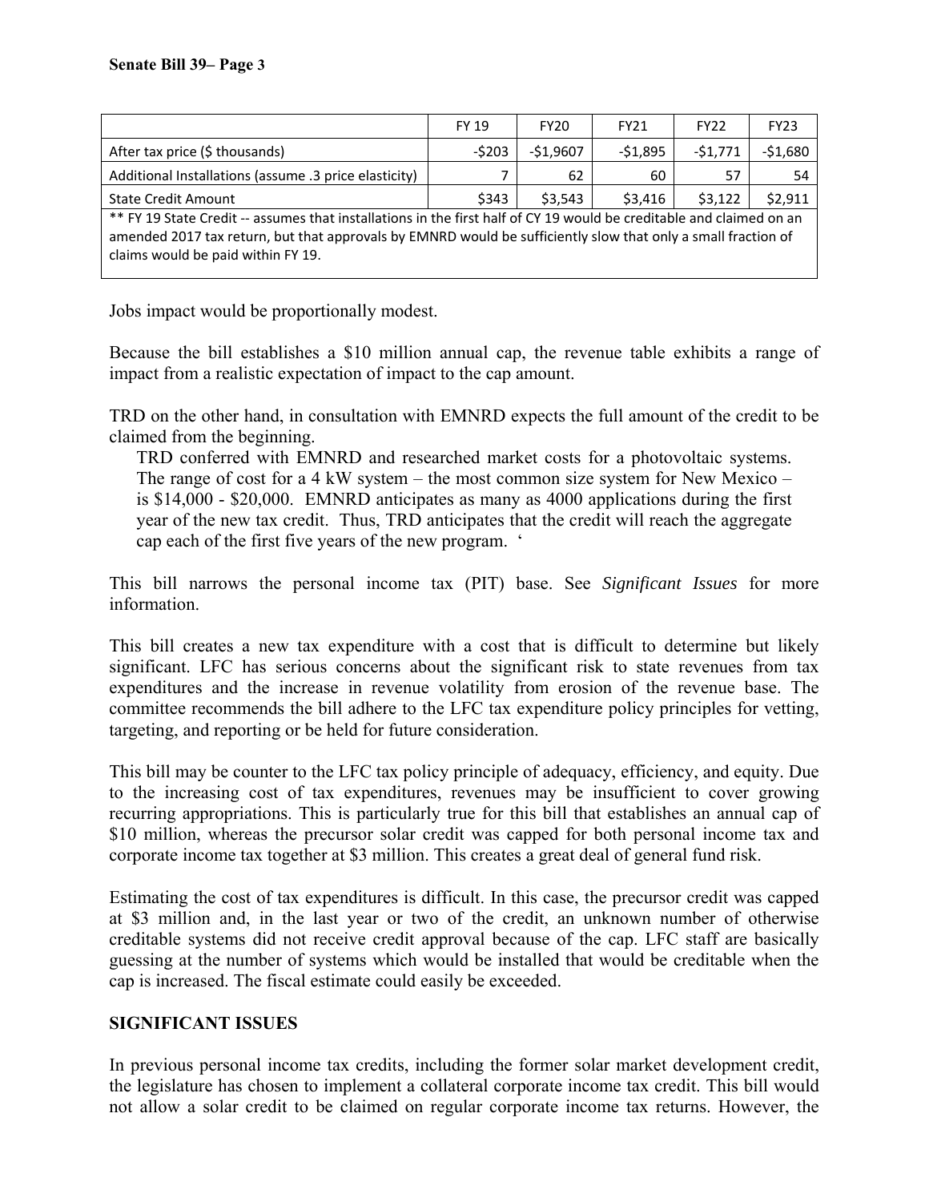| | FY 19 | FY20 | FY21 | FY22 | FY23 |
|---|---|---|---|---|---|
| After tax price ($ thousands) | -$203 | -$1,9607 | -$1,895 | -$1,771 | -$1,680 |
| Additional Installations (assume .3 price elasticity) | 7 | 62 | 60 | 57 | 54 |
| State Credit Amount | $343 | $3,543 | $3,416 | $3,122 | $2,911 |
| ** FY 19 State Credit -- assumes that installations in the first half of CY 19 would be creditable and claimed on an amended 2017 tax return, but that approvals by EMNRD would be sufficiently slow that only a small fraction of claims would be paid within FY 19. | | | | | |

Jobs impact would be proportionally modest.

Because the bill establishes a $10 million annual cap, the revenue table exhibits a range of impact from a realistic expectation of impact to the cap amount.

TRD on the other hand, in consultation with EMNRD expects the full amount of the credit to be claimed from the beginning.

> TRD conferred with EMNRD and researched market costs for a photovoltaic systems. The range of cost for a 4 kW system – the most common size system for New Mexico – is $14,000 - $20,000. EMNRD anticipates as many as 4000 applications during the first year of the new tax credit. Thus, TRD anticipates that the credit will reach the aggregate cap each of the first five years of the new program. '

This bill narrows the personal income tax (PIT) base. See *Significant Issues* for more information.

This bill creates a new tax expenditure with a cost that is difficult to determine but likely significant. LFC has serious concerns about the significant risk to state revenues from tax expenditures and the increase in revenue volatility from erosion of the revenue base. The committee recommends the bill adhere to the LFC tax expenditure policy principles for vetting, targeting, and reporting or be held for future consideration.

This bill may be counter to the LFC tax policy principle of adequacy, efficiency, and equity. Due to the increasing cost of tax expenditures, revenues may be insufficient to cover growing recurring appropriations. This is particularly true for this bill that establishes an annual cap of $10 million, whereas the precursor solar credit was capped for both personal income tax and corporate income tax together at $3 million. This creates a great deal of general fund risk.

Estimating the cost of tax expenditures is difficult. In this case, the precursor credit was capped at $3 million and, in the last year or two of the credit, an unknown number of otherwise creditable systems did not receive credit approval because of the cap. LFC staff are basically guessing at the number of systems which would be installed that would be creditable when the cap is increased. The fiscal estimate could easily be exceeded.

**SIGNIFICANT ISSUES**

In previous personal income tax credits, including the former solar market development credit, the legislature has chosen to implement a collateral corporate income tax credit. This bill would not allow a solar credit to be claimed on regular corporate income tax returns. However, the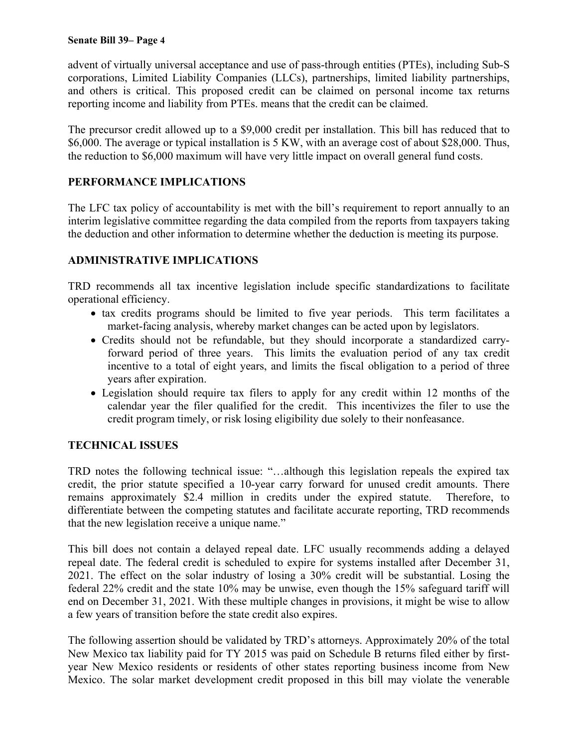advent of virtually universal acceptance and use of pass-through entities (PTEs), including Sub-S corporations, Limited Liability Companies (LLCs), partnerships, limited liability partnerships, and others is critical. This proposed credit can be claimed on personal income tax returns reporting income and liability from PTEs. means that the credit can be claimed.

The precursor credit allowed up to a $9,000 credit per installation. This bill has reduced that to $6,000. The average or typical installation is 5 KW, with an average cost of about $28,000. Thus, the reduction to $6,000 maximum will have very little impact on overall general fund costs.

## PERFORMANCE IMPLICATIONS

The LFC tax policy of accountability is met with the bill's requirement to report annually to an interim legislative committee regarding the data compiled from the reports from taxpayers taking the deduction and other information to determine whether the deduction is meeting its purpose.

## ADMINISTRATIVE IMPLICATIONS

TRD recommends all tax incentive legislation include specific standardizations to facilitate operational efficiency.

- tax credits programs should be limited to five year periods. This term facilitates a market-facing analysis, whereby market changes can be acted upon by legislators.
- Credits should not be refundable, but they should incorporate a standardized carry-forward period of three years. This limits the evaluation period of any tax credit incentive to a total of eight years, and limits the fiscal obligation to a period of three years after expiration.
- Legislation should require tax filers to apply for any credit within 12 months of the calendar year the filer qualified for the credit. This incentivizes the filer to use the credit program timely, or risk losing eligibility due solely to their nonfeasance.

## TECHNICAL ISSUES

TRD notes the following technical issue: "…although this legislation repeals the expired tax credit, the prior statute specified a 10-year carry forward for unused credit amounts. There remains approximately $2.4 million in credits under the expired statute. Therefore, to differentiate between the competing statutes and facilitate accurate reporting, TRD recommends that the new legislation receive a unique name."

This bill does not contain a delayed repeal date. LFC usually recommends adding a delayed repeal date. The federal credit is scheduled to expire for systems installed after December 31, 2021. The effect on the solar industry of losing a 30% credit will be substantial. Losing the federal 22% credit and the state 10% may be unwise, even though the 15% safeguard tariff will end on December 31, 2021. With these multiple changes in provisions, it might be wise to allow a few years of transition before the state credit also expires.

The following assertion should be validated by TRD's attorneys. Approximately 20% of the total New Mexico tax liability paid for TY 2015 was paid on Schedule B returns filed either by first-year New Mexico residents or residents of other states reporting business income from New Mexico. The solar market development credit proposed in this bill may violate the venerable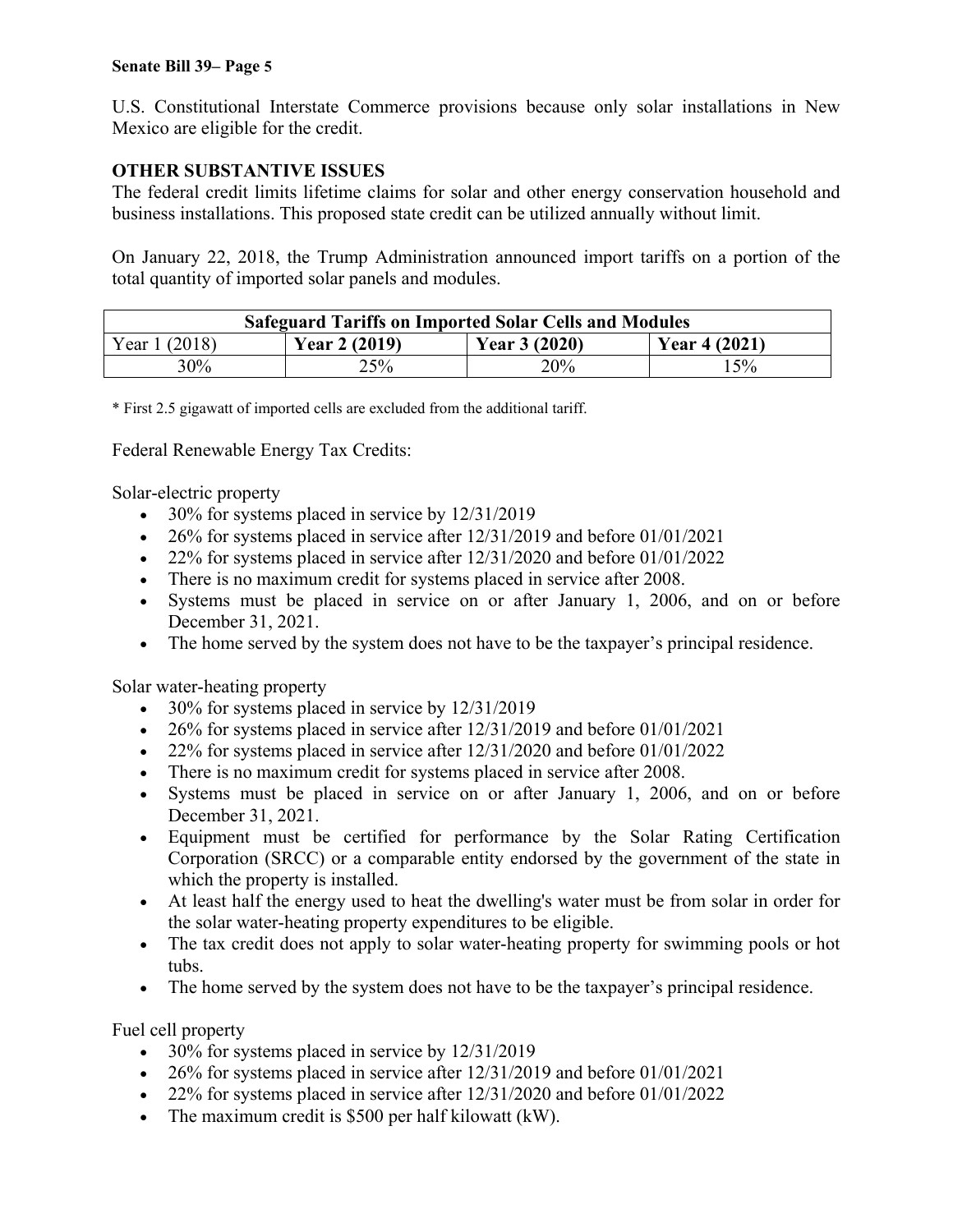U.S. Constitutional Interstate Commerce provisions because only solar installations in New Mexico are eligible for the credit.

**OTHER SUBSTANTIVE ISSUES**

The federal credit limits lifetime claims for solar and other energy conservation household and business installations. This proposed state credit can be utilized annually without limit.

On January 22, 2018, the Trump Administration announced import tariffs on a portion of the total quantity of imported solar panels and modules.

| **Safeguard Tariffs on Imported Solar Cells and Modules** | | | |
|---|---|---|---|
| Year 1 (2018) | **Year 2 (2019)** | **Year 3 (2020)** | **Year 4 (2021)** |
| 30% | 25% | 20% | 15% |

* First 2.5 gigawatt of imported cells are excluded from the additional tariff.

Federal Renewable Energy Tax Credits:

Solar-electric property

- 30% for systems placed in service by 12/31/2019
- 26% for systems placed in service after 12/31/2019 and before 01/01/2021
- 22% for systems placed in service after 12/31/2020 and before 01/01/2022
- There is no maximum credit for systems placed in service after 2008.
- Systems must be placed in service on or after January 1, 2006, and on or before December 31, 2021.
- The home served by the system does not have to be the taxpayer's principal residence.

Solar water-heating property

- 30% for systems placed in service by 12/31/2019
- 26% for systems placed in service after 12/31/2019 and before 01/01/2021
- 22% for systems placed in service after 12/31/2020 and before 01/01/2022
- There is no maximum credit for systems placed in service after 2008.
- Systems must be placed in service on or after January 1, 2006, and on or before December 31, 2021.
- Equipment must be certified for performance by the Solar Rating Certification Corporation (SRCC) or a comparable entity endorsed by the government of the state in which the property is installed.
- At least half the energy used to heat the dwelling's water must be from solar in order for the solar water-heating property expenditures to be eligible.
- The tax credit does not apply to solar water-heating property for swimming pools or hot tubs.
- The home served by the system does not have to be the taxpayer's principal residence.

Fuel cell property

- 30% for systems placed in service by 12/31/2019
- 26% for systems placed in service after 12/31/2019 and before 01/01/2021
- 22% for systems placed in service after 12/31/2020 and before 01/01/2022
- The maximum credit is $500 per half kilowatt (kW).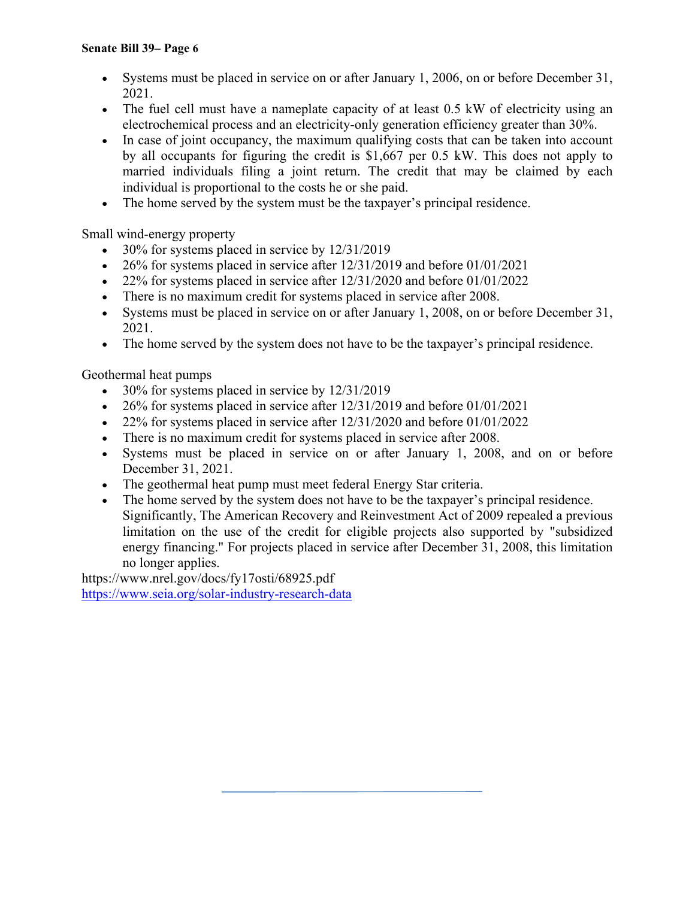- Systems must be placed in service on or after January 1, 2006, on or before December 31, 2021.
- The fuel cell must have a nameplate capacity of at least 0.5 kW of electricity using an electrochemical process and an electricity-only generation efficiency greater than 30%.
- In case of joint occupancy, the maximum qualifying costs that can be taken into account by all occupants for figuring the credit is $1,667 per 0.5 kW. This does not apply to married individuals filing a joint return. The credit that may be claimed by each individual is proportional to the costs he or she paid.
- The home served by the system must be the taxpayer's principal residence.

Small wind-energy property

- 30% for systems placed in service by 12/31/2019
- 26% for systems placed in service after 12/31/2019 and before 01/01/2021
- 22% for systems placed in service after 12/31/2020 and before 01/01/2022
- There is no maximum credit for systems placed in service after 2008.
- Systems must be placed in service on or after January 1, 2008, on or before December 31, 2021.
- The home served by the system does not have to be the taxpayer's principal residence.

Geothermal heat pumps

- 30% for systems placed in service by 12/31/2019
- 26% for systems placed in service after 12/31/2019 and before 01/01/2021
- 22% for systems placed in service after 12/31/2020 and before 01/01/2022
- There is no maximum credit for systems placed in service after 2008.
- Systems must be placed in service on or after January 1, 2008, and on or before December 31, 2021.
- The geothermal heat pump must meet federal Energy Star criteria.
- The home served by the system does not have to be the taxpayer's principal residence. Significantly, The American Recovery and Reinvestment Act of 2009 repealed a previous limitation on the use of the credit for eligible projects also supported by "subsidized energy financing." For projects placed in service after December 31, 2008, this limitation no longer applies.

https://www.nrel.gov/docs/fy17osti/68925.pdf
https://www.seia.org/solar-industry-research-data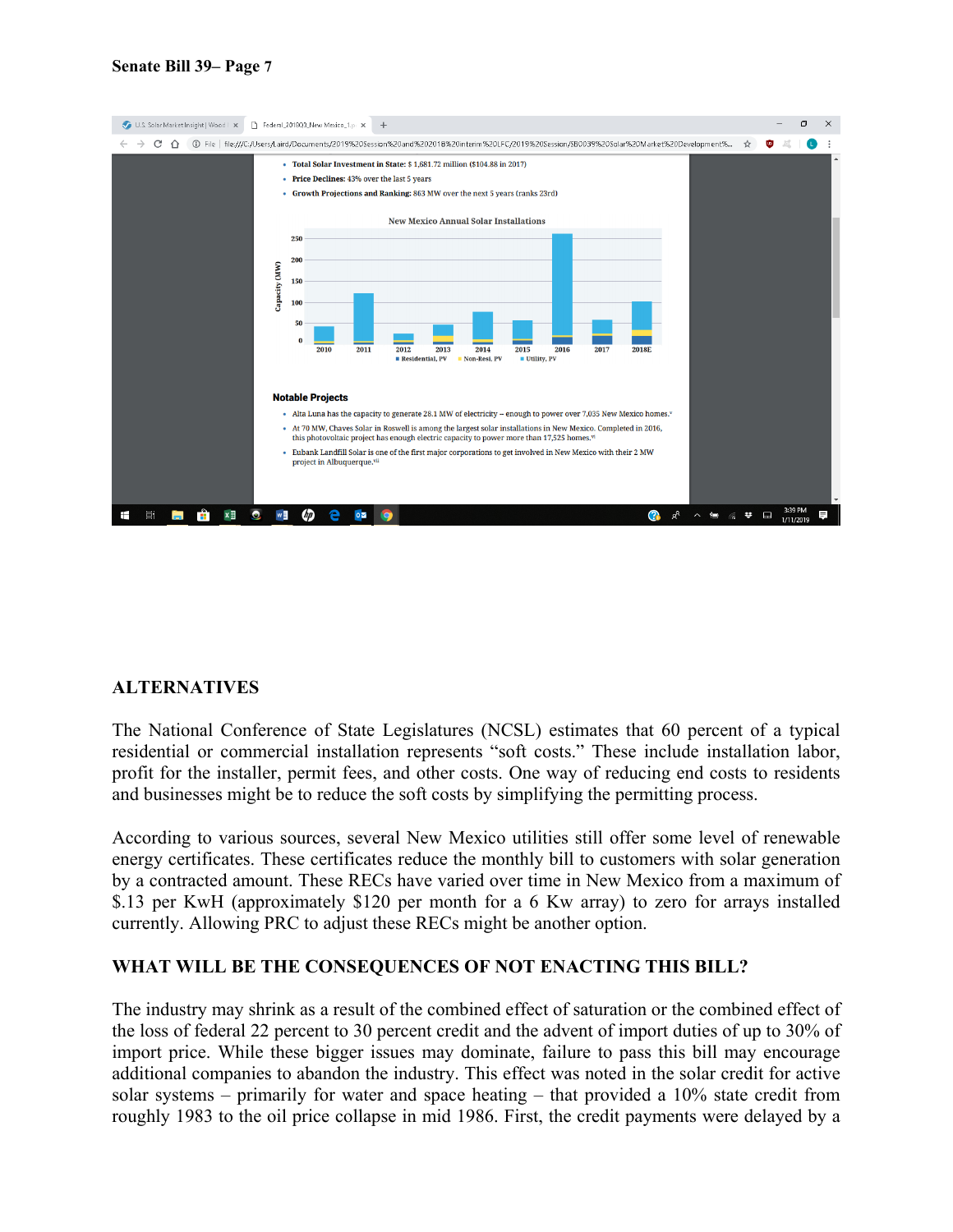- **Total Solar Investment in State:** $ 1,681.72 million ($104.88 in 2017)
- **Price Declines:** 43% over the last 5 years
- **Growth Projections and Ranking:** 863 MW over the next 5 years (ranks 23rd)

New Mexico Annual Solar Installations

### Notable Projects

- Alta Luna has the capacity to generate 28.1 MW of electricity – enough to power over 7,035 New Mexico homes.[v]
- At 70 MW, Chaves Solar in Roswell is among the largest solar installations in New Mexico. Completed in 2016, this photovoltaic project has enough electric capacity to power more than 17,525 homes.[vi]
- Eubank Landfill Solar is one of the first major corporations to get involved in New Mexico with their 2 MW project in Albuquerque.[vii]

## ALTERNATIVES

The National Conference of State Legislatures (NCSL) estimates that 60 percent of a typical residential or commercial installation represents "soft costs." These include installation labor, profit for the installer, permit fees, and other costs. One way of reducing end costs to residents and businesses might be to reduce the soft costs by simplifying the permitting process.

According to various sources, several New Mexico utilities still offer some level of renewable energy certificates. These certificates reduce the monthly bill to customers with solar generation by a contracted amount. These RECs have varied over time in New Mexico from a maximum of $.13 per KwH (approximately $120 per month for a 6 Kw array) to zero for arrays installed currently. Allowing PRC to adjust these RECs might be another option.

## WHAT WILL BE THE CONSEQUENCES OF NOT ENACTING THIS BILL?

The industry may shrink as a result of the combined effect of saturation or the combined effect of the loss of federal 22 percent to 30 percent credit and the advent of import duties of up to 30% of import price. While these bigger issues may dominate, failure to pass this bill may encourage additional companies to abandon the industry. This effect was noted in the solar credit for active solar systems – primarily for water and space heating – that provided a 10% state credit from roughly 1983 to the oil price collapse in mid 1986. First, the credit payments were delayed by a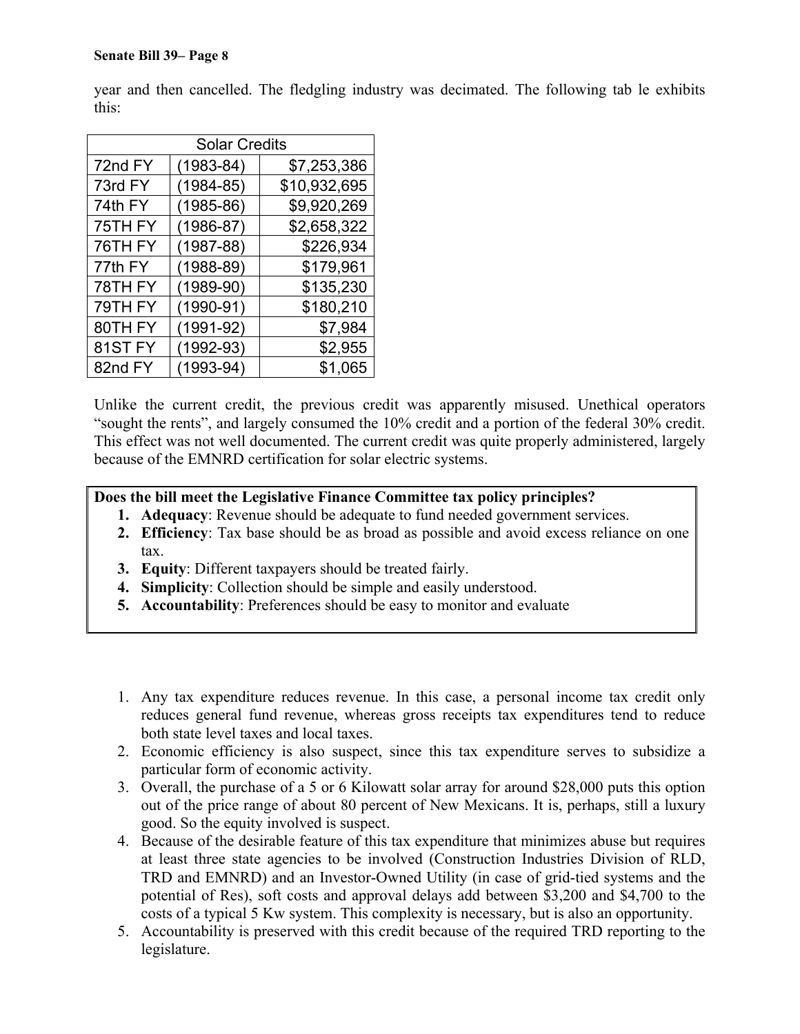year and then cancelled. The fledgling industry was decimated. The following tab le exhibits this:

| Solar Credits | | |
|---|---|---|
| 72nd FY | (1983-84) | $7,253,386 |
| 73rd FY | (1984-85) | $10,932,695 |
| 74th FY | (1985-86) | $9,920,269 |
| 75TH FY | (1986-87) | $2,658,322 |
| 76TH FY | (1987-88) | $226,934 |
| 77th FY | (1988-89) | $179,961 |
| 78TH FY | (1989-90) | $135,230 |
| 79TH FY | (1990-91) | $180,210 |
| 80TH FY | (1991-92) | $7,984 |
| 81ST FY | (1992-93) | $2,955 |
| 82nd FY | (1993-94) | $1,065 |

Unlike the current credit, the previous credit was apparently misused. Unethical operators "sought the rents", and largely consumed the 10% credit and a portion of the federal 30% credit. This effect was not well documented. The current credit was quite properly administered, largely because of the EMNRD certification for solar electric systems.

**Does the bill meet the Legislative Finance Committee tax policy principles?**

1. **Adequacy**: Revenue should be adequate to fund needed government services.
2. **Efficiency**: Tax base should be as broad as possible and avoid excess reliance on one tax.
3. **Equity**: Different taxpayers should be treated fairly.
4. **Simplicity**: Collection should be simple and easily understood.
5. **Accountability**: Preferences should be easy to monitor and evaluate

1. Any tax expenditure reduces revenue. In this case, a personal income tax credit only reduces general fund revenue, whereas gross receipts tax expenditures tend to reduce both state level taxes and local taxes.
2. Economic efficiency is also suspect, since this tax expenditure serves to subsidize a particular form of economic activity.
3. Overall, the purchase of a 5 or 6 Kilowatt solar array for around $28,000 puts this option out of the price range of about 80 percent of New Mexicans. It is, perhaps, still a luxury good. So the equity involved is suspect.
4. Because of the desirable feature of this tax expenditure that minimizes abuse but requires at least three state agencies to be involved (Construction Industries Division of RLD, TRD and EMNRD) and an Investor-Owned Utility (in case of grid-tied systems and the potential of Res), soft costs and approval delays add between $3,200 and $4,700 to the costs of a typical 5 Kw system. This complexity is necessary, but is also an opportunity.
5. Accountability is preserved with this credit because of the required TRD reporting to the legislature.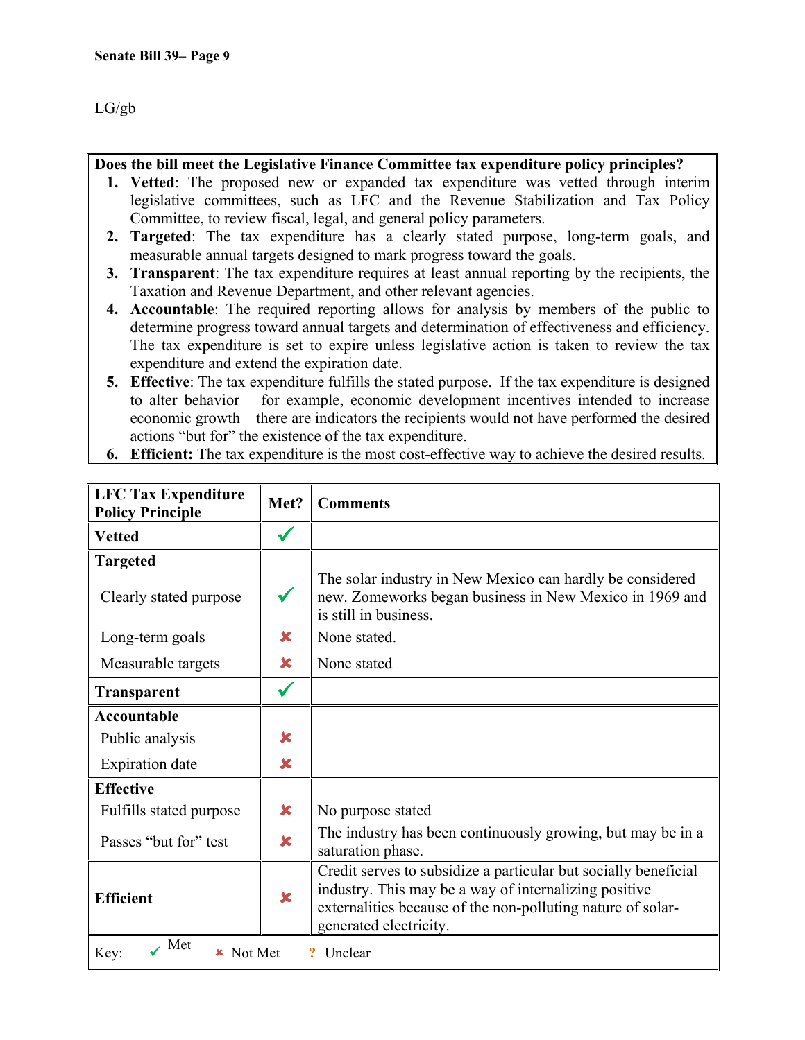LG/gb

**Does the bill meet the Legislative Finance Committee tax expenditure policy principles?**

1. **Vetted**: The proposed new or expanded tax expenditure was vetted through interim legislative committees, such as LFC and the Revenue Stabilization and Tax Policy Committee, to review fiscal, legal, and general policy parameters.
2. **Targeted**: The tax expenditure has a clearly stated purpose, long-term goals, and measurable annual targets designed to mark progress toward the goals.
3. **Transparent**: The tax expenditure requires at least annual reporting by the recipients, the Taxation and Revenue Department, and other relevant agencies.
4. **Accountable**: The required reporting allows for analysis by members of the public to determine progress toward annual targets and determination of effectiveness and efficiency. The tax expenditure is set to expire unless legislative action is taken to review the tax expenditure and extend the expiration date.
5. **Effective**: The tax expenditure fulfills the stated purpose. If the tax expenditure is designed to alter behavior – for example, economic development incentives intended to increase economic growth – there are indicators the recipients would not have performed the desired actions "but for" the existence of the tax expenditure.
6. **Efficient:** The tax expenditure is the most cost-effective way to achieve the desired results.

| LFC Tax Expenditure Policy Principle | Met? | Comments |
|---|---|---|
| **Vetted** | ✓ | |
| **Targeted** | | |
| Clearly stated purpose | ✓ | The solar industry in New Mexico can hardly be considered new. Zomeworks began business in New Mexico in 1969 and is still in business. |
| Long-term goals | ✗ | None stated. |
| Measurable targets | ✗ | None stated |
| **Transparent** | ✓ | |
| **Accountable** | | |
| Public analysis | ✗ | |
| Expiration date | ✗ | |
| **Effective** | | |
| Fulfills stated purpose | ✗ | No purpose stated |
| Passes "but for" test | ✗ | The industry has been continuously growing, but may be in a saturation phase. |
| **Efficient** | ✗ | Credit serves to subsidize a particular but socially beneficial industry. This may be a way of internalizing positive externalities because of the non-polluting nature of solar-generated electricity. |

Key: ✓ Met ✗ Not Met ? Unclear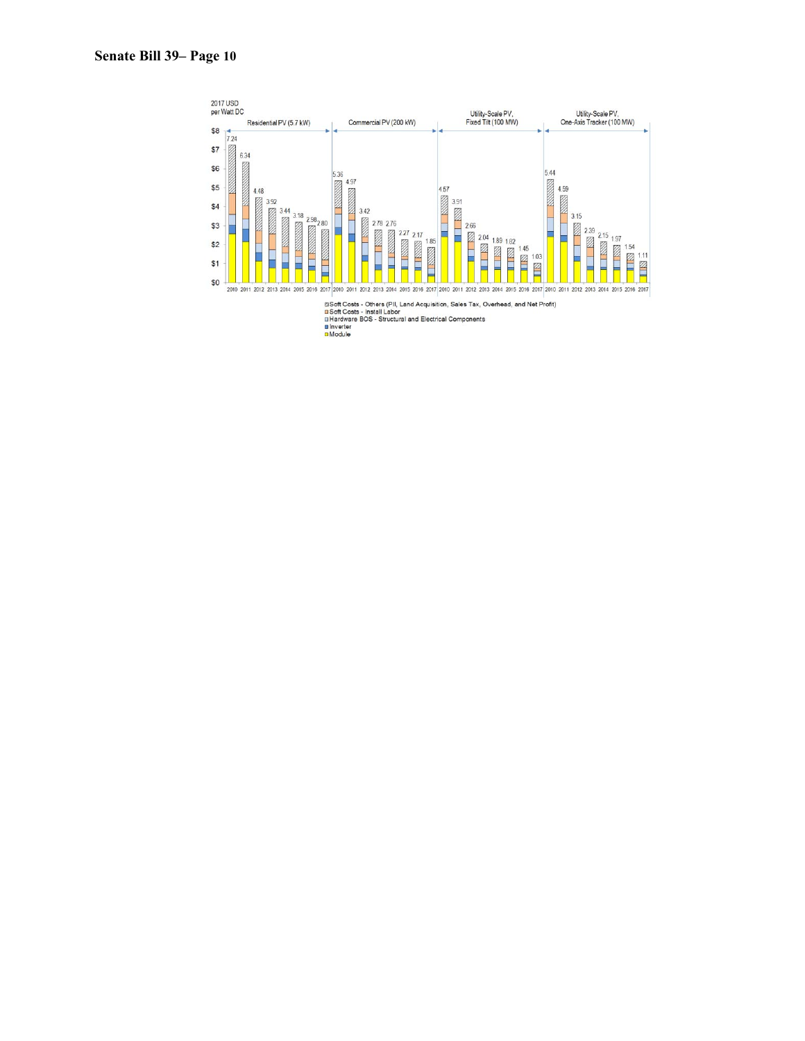**Senate Bill 39– Page 10**

2017 USD
per Watt DC

Residential PV (5.7 kW)

Commercial PV (200 kW)

Utility-Scale PV,
Fixed Tilt (100 MW)

Utility-Scale PV,
One-Axis Tracker (100 MW)

$8
$7
$6
$5
$4
$3
$2
$1
$0

7.24
6.34
4.48
3.92
3.44
3.18
2.98
2.80

5.36
4.97
3.42
2.78
2.76
2.27
2.17
1.85

4.57
3.91
2.66
2.04
1.89
1.82
1.45
1.03

5.44
4.59
3.15
2.39
2.15
1.97
1.54
1.11

2010 2011 2012 2013 2014 2015 2016 2017 2010 2011 2012 2013 2014 2015 2016 2017 2010 2011 2012 2013 2014 2015 2016 2017 2010 2011 2012 2013 2014 2015 2016 2017

Soft Costs - Others (PII, Land Acquisition, Sales Tax, Overhead, and Net Profit)
Soft Costs - Install Labor
Hardware BOS - Structural and Electrical Components
Inverter
Module